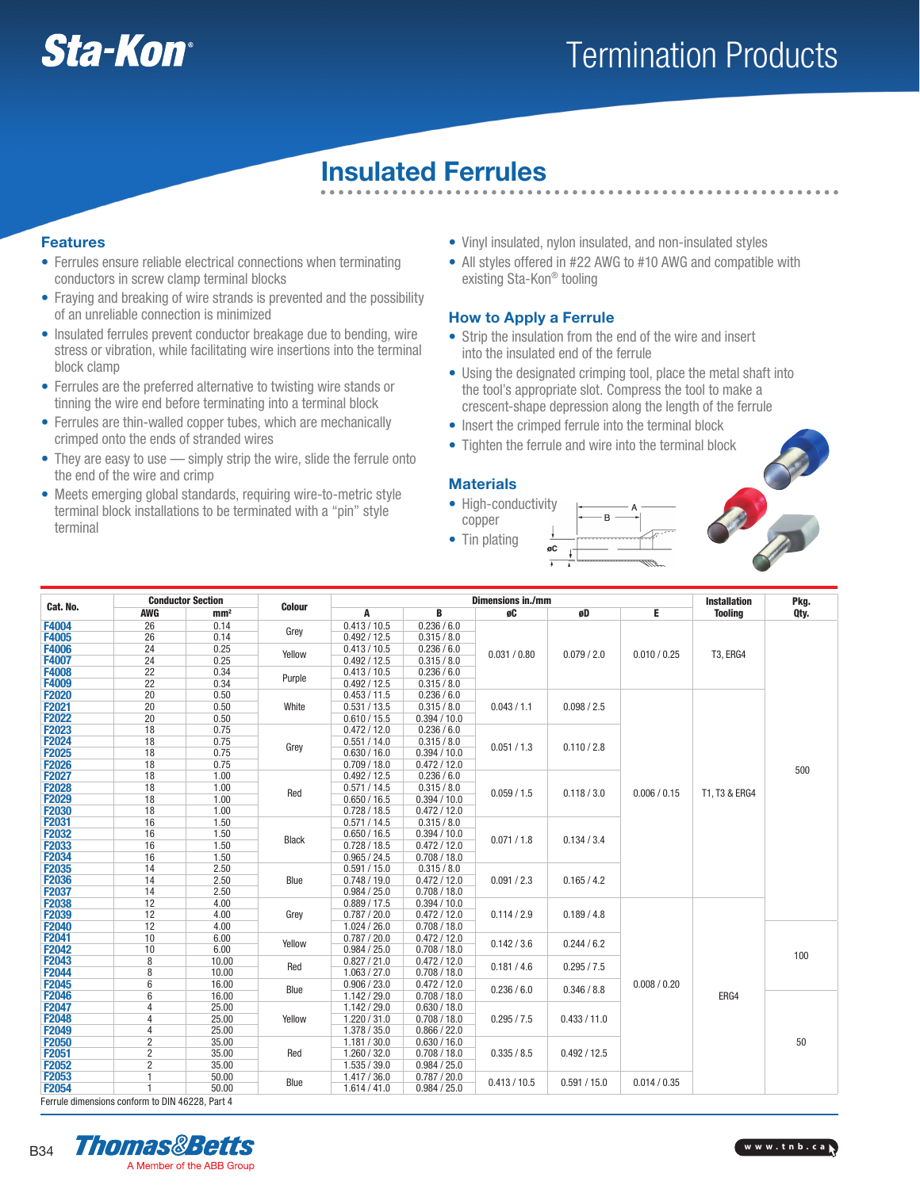# Insulated Ferrules

## Features

- Ferrules ensure reliable electrical connections when terminating conductors in screw clamp terminal blocks
- Fraying and breaking of wire strands is prevented and the possibility of an unreliable connection is minimized
- Insulated ferrules prevent conductor breakage due to bending, wire stress or vibration, while facilitating wire insertions into the terminal block clamp
- Ferrules are the preferred alternative to twisting wire stands or tinning the wire end before terminating into a terminal block
- Ferrules are thin-walled copper tubes, which are mechanically crimped onto the ends of stranded wires
- They are easy to use — simply strip the wire, slide the ferrule onto the end of the wire and crimp
- Meets emerging global standards, requiring wire-to-metric style terminal block installations to be terminated with a "pin" style terminal
- Vinyl insulated, nylon insulated, and non-insulated styles
- All styles offered in #22 AWG to #10 AWG and compatible with existing Sta-Kon® tooling

## How to Apply a Ferrule

- Strip the insulation from the end of the wire and insert into the insulated end of the ferrule
- Using the designated crimping tool, place the metal shaft into the tool's appropriate slot. Compress the tool to make a crescent-shape depression along the length of the ferrule
- Insert the crimped ferrule into the terminal block
- Tighten the ferrule and wire into the terminal block

## Materials

- High-conductivity copper
- Tin plating

| Cat. No. | Conductor Section | | Colour | Dimensions in./mm | | | | | Installation Tooling | Pkg. Qty. |
|---|---|---|---|---|---|---|---|---|---|---|
| | AWG | mm² | | A | B | øC | øD | E | | |
| F4004 | 26 | 0.14 | Grey | 0.413 / 10.5 | 0.236 / 6.0 | 0.031 / 0.80 | 0.079 / 2.0 | 0.010 / 0.25 | T3, ERG4 | 500 |
| F4005 | 26 | 0.14 | Grey | 0.492 / 12.5 | 0.315 / 8.0 | 0.031 / 0.80 | 0.079 / 2.0 | 0.010 / 0.25 | T3, ERG4 | 500 |
| F4006 | 24 | 0.25 | Yellow | 0.413 / 10.5 | 0.236 / 6.0 | 0.031 / 0.80 | 0.079 / 2.0 | 0.010 / 0.25 | T3, ERG4 | 500 |
| F4007 | 24 | 0.25 | Yellow | 0.492 / 12.5 | 0.315 / 8.0 | 0.031 / 0.80 | 0.079 / 2.0 | 0.010 / 0.25 | T3, ERG4 | 500 |
| F4008 | 22 | 0.34 | Purple | 0.413 / 10.5 | 0.236 / 6.0 | 0.031 / 0.80 | 0.079 / 2.0 | 0.010 / 0.25 | T3, ERG4 | 500 |
| F4009 | 22 | 0.34 | Purple | 0.492 / 12.5 | 0.315 / 8.0 | 0.031 / 0.80 | 0.079 / 2.0 | 0.010 / 0.25 | T3, ERG4 | 500 |
| F2020 | 20 | 0.50 | White | 0.453 / 11.5 | 0.236 / 6.0 | 0.043 / 1.1 | 0.098 / 2.5 | 0.006 / 0.15 | T1, T3 & ERG4 | 500 |
| F2021 | 20 | 0.50 | White | 0.531 / 13.5 | 0.315 / 8.0 | 0.043 / 1.1 | 0.098 / 2.5 | 0.006 / 0.15 | T1, T3 & ERG4 | 500 |
| F2022 | 20 | 0.50 | White | 0.610 / 15.5 | 0.394 / 10.0 | 0.043 / 1.1 | 0.098 / 2.5 | 0.006 / 0.15 | T1, T3 & ERG4 | 500 |
| F2023 | 18 | 0.75 | Grey | 0.472 / 12.0 | 0.236 / 6.0 | 0.051 / 1.3 | 0.110 / 2.8 | 0.006 / 0.15 | T1, T3 & ERG4 | 500 |
| F2024 | 18 | 0.75 | Grey | 0.551 / 14.0 | 0.315 / 8.0 | 0.051 / 1.3 | 0.110 / 2.8 | 0.006 / 0.15 | T1, T3 & ERG4 | 500 |
| F2025 | 18 | 0.75 | Grey | 0.630 / 16.0 | 0.394 / 10.0 | 0.051 / 1.3 | 0.110 / 2.8 | 0.006 / 0.15 | T1, T3 & ERG4 | 500 |
| F2026 | 18 | 0.75 | Grey | 0.709 / 18.0 | 0.472 / 12.0 | 0.051 / 1.3 | 0.110 / 2.8 | 0.006 / 0.15 | T1, T3 & ERG4 | 500 |
| F2027 | 18 | 1.00 | Red | 0.492 / 12.5 | 0.236 / 6.0 | 0.059 / 1.5 | 0.118 / 3.0 | 0.006 / 0.15 | T1, T3 & ERG4 | 500 |
| F2028 | 18 | 1.00 | Red | 0.571 / 14.5 | 0.315 / 8.0 | 0.059 / 1.5 | 0.118 / 3.0 | 0.006 / 0.15 | T1, T3 & ERG4 | 500 |
| F2029 | 18 | 1.00 | Red | 0.650 / 16.5 | 0.394 / 10.0 | 0.059 / 1.5 | 0.118 / 3.0 | 0.006 / 0.15 | T1, T3 & ERG4 | 500 |
| F2030 | 18 | 1.00 | Red | 0.728 / 18.5 | 0.472 / 12.0 | 0.059 / 1.5 | 0.118 / 3.0 | 0.006 / 0.15 | T1, T3 & ERG4 | 500 |
| F2031 | 16 | 1.50 | Black | 0.571 / 14.5 | 0.315 / 8.0 | 0.071 / 1.8 | 0.134 / 3.4 | 0.006 / 0.15 | T1, T3 & ERG4 | 500 |
| F2032 | 16 | 1.50 | Black | 0.650 / 16.5 | 0.394 / 10.0 | 0.071 / 1.8 | 0.134 / 3.4 | 0.006 / 0.15 | T1, T3 & ERG4 | 500 |
| F2033 | 16 | 1.50 | Black | 0.728 / 18.5 | 0.472 / 12.0 | 0.071 / 1.8 | 0.134 / 3.4 | 0.006 / 0.15 | T1, T3 & ERG4 | 500 |
| F2034 | 16 | 1.50 | Black | 0.965 / 24.5 | 0.708 / 18.0 | 0.071 / 1.8 | 0.134 / 3.4 | 0.006 / 0.15 | T1, T3 & ERG4 | 500 |
| F2035 | 14 | 2.50 | Blue | 0.591 / 15.0 | 0.315 / 8.0 | 0.091 / 2.3 | 0.165 / 4.2 | 0.006 / 0.15 | T1, T3 & ERG4 | 500 |
| F2036 | 14 | 2.50 | Blue | 0.748 / 19.0 | 0.472 / 12.0 | 0.091 / 2.3 | 0.165 / 4.2 | 0.006 / 0.15 | T1, T3 & ERG4 | 500 |
| F2037 | 14 | 2.50 | Blue | 0.984 / 25.0 | 0.708 / 18.0 | 0.091 / 2.3 | 0.165 / 4.2 | 0.006 / 0.15 | T1, T3 & ERG4 | 500 |
| F2038 | 12 | 4.00 | Grey | 0.889 / 17.5 | 0.394 / 10.0 | 0.114 / 2.9 | 0.189 / 4.8 | 0.008 / 0.20 | ERG4 | 500 |
| F2039 | 12 | 4.00 | Grey | 0.787 / 20.0 | 0.472 / 12.0 | 0.114 / 2.9 | 0.189 / 4.8 | 0.008 / 0.20 | ERG4 | 500 |
| F2040 | 12 | 4.00 | Grey | 1.024 / 26.0 | 0.708 / 18.0 | 0.114 / 2.9 | 0.189 / 4.8 | 0.008 / 0.20 | ERG4 | 100 |
| F2041 | 10 | 6.00 | Yellow | 0.787 / 20.0 | 0.472 / 12.0 | 0.142 / 3.6 | 0.244 / 6.2 | 0.008 / 0.20 | ERG4 | 100 |
| F2042 | 10 | 6.00 | Yellow | 0.984 / 25.0 | 0.708 / 18.0 | 0.142 / 3.6 | 0.244 / 6.2 | 0.008 / 0.20 | ERG4 | 100 |
| F2043 | 8 | 10.00 | Red | 0.827 / 21.0 | 0.472 / 12.0 | 0.181 / 4.6 | 0.295 / 7.5 | 0.008 / 0.20 | ERG4 | 100 |
| F2044 | 8 | 10.00 | Red | 1.063 / 27.0 | 0.708 / 18.0 | 0.181 / 4.6 | 0.295 / 7.5 | 0.008 / 0.20 | ERG4 | 100 |
| F2045 | 6 | 16.00 | Blue | 0.906 / 23.0 | 0.472 / 12.0 | 0.236 / 6.0 | 0.346 / 8.8 | 0.008 / 0.20 | ERG4 | 100 |
| F2046 | 6 | 16.00 | Blue | 1.142 / 29.0 | 0.708 / 18.0 | 0.236 / 6.0 | 0.346 / 8.8 | 0.008 / 0.20 | ERG4 | 50 |
| F2047 | 4 | 25.00 | Yellow | 1.142 / 29.0 | 0.630 / 18.0 | 0.295 / 7.5 | 0.433 / 11.0 | 0.008 / 0.20 | ERG4 | 50 |
| F2048 | 4 | 25.00 | Yellow | 1.220 / 31.0 | 0.708 / 18.0 | 0.295 / 7.5 | 0.433 / 11.0 | 0.008 / 0.20 | ERG4 | 50 |
| F2049 | 4 | 25.00 | Yellow | 1.378 / 35.0 | 0.866 / 22.0 | 0.295 / 7.5 | 0.433 / 11.0 | 0.008 / 0.20 | ERG4 | 50 |
| F2050 | 2 | 35.00 | Red | 1.181 / 30.0 | 0.630 / 16.0 | 0.335 / 8.5 | 0.492 / 12.5 | 0.008 / 0.20 | ERG4 | 50 |
| F2051 | 2 | 35.00 | Red | 1.260 / 32.0 | 0.708 / 18.0 | 0.335 / 8.5 | 0.492 / 12.5 | 0.008 / 0.20 | ERG4 | 50 |
| F2052 | 2 | 35.00 | Red | 1.535 / 39.0 | 0.984 / 25.0 | 0.335 / 8.5 | 0.492 / 12.5 | 0.008 / 0.20 | ERG4 | 50 |
| F2053 | 1 | 50.00 | Blue | 1.417 / 36.0 | 0.787 / 20.0 | 0.413 / 10.5 | 0.591 / 15.0 | 0.014 / 0.35 | ERG4 | 50 |
| F2054 | 1 | 50.00 | Blue | 1.614 / 41.0 | 0.984 / 25.0 | 0.413 / 10.5 | 0.591 / 15.0 | 0.014 / 0.35 | ERG4 | 50 |

Ferrule dimensions conform to DIN 46228, Part 4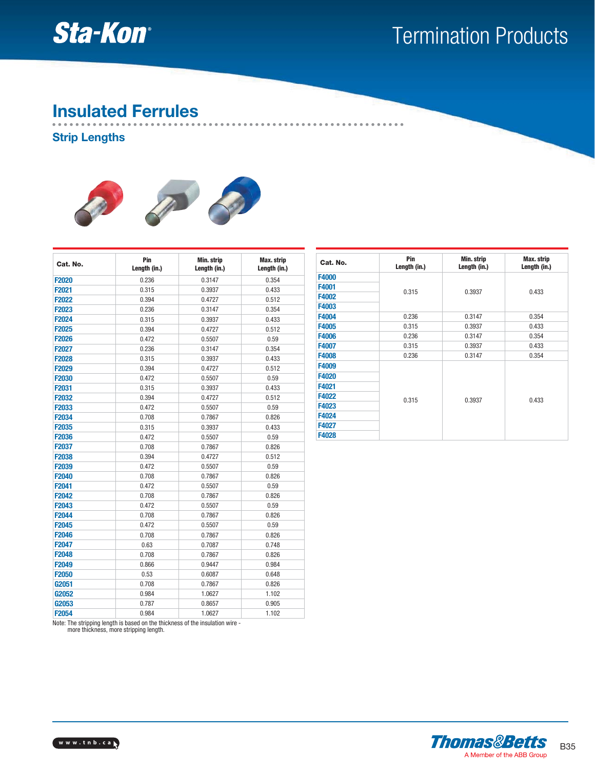# Sta-Kon®

Termination Products

## Insulated Ferrules

### Strip Lengths

| Cat. No. | Pin Length (in.) | Min. strip Length (in.) | Max. strip Length (in.) |
|---|---|---|---|
| F2020 | 0.236 | 0.3147 | 0.354 |
| F2021 | 0.315 | 0.3937 | 0.433 |
| F2022 | 0.394 | 0.4727 | 0.512 |
| F2023 | 0.236 | 0.3147 | 0.354 |
| F2024 | 0.315 | 0.3937 | 0.433 |
| F2025 | 0.394 | 0.4727 | 0.512 |
| F2026 | 0.472 | 0.5507 | 0.59 |
| F2027 | 0.236 | 0.3147 | 0.354 |
| F2028 | 0.315 | 0.3937 | 0.433 |
| F2029 | 0.394 | 0.4727 | 0.512 |
| F2030 | 0.472 | 0.5507 | 0.59 |
| F2031 | 0.315 | 0.3937 | 0.433 |
| F2032 | 0.394 | 0.4727 | 0.512 |
| F2033 | 0.472 | 0.5507 | 0.59 |
| F2034 | 0.708 | 0.7867 | 0.826 |
| F2035 | 0.315 | 0.3937 | 0.433 |
| F2036 | 0.472 | 0.5507 | 0.59 |
| F2037 | 0.708 | 0.7867 | 0.826 |
| F2038 | 0.394 | 0.4727 | 0.512 |
| F2039 | 0.472 | 0.5507 | 0.59 |
| F2040 | 0.708 | 0.7867 | 0.826 |
| F2041 | 0.472 | 0.5507 | 0.59 |
| F2042 | 0.708 | 0.7867 | 0.826 |
| F2043 | 0.472 | 0.5507 | 0.59 |
| F2044 | 0.708 | 0.7867 | 0.826 |
| F2045 | 0.472 | 0.5507 | 0.59 |
| F2046 | 0.708 | 0.7867 | 0.826 |
| F2047 | 0.63 | 0.7087 | 0.748 |
| F2048 | 0.708 | 0.7867 | 0.826 |
| F2049 | 0.866 | 0.9447 | 0.984 |
| F2050 | 0.53 | 0.6087 | 0.648 |
| G2051 | 0.708 | 0.7867 | 0.826 |
| G2052 | 0.984 | 1.0627 | 1.102 |
| G2053 | 0.787 | 0.8657 | 0.905 |
| F2054 | 0.984 | 1.0627 | 1.102 |

Note: The stripping length is based on the thickness of the insulation wire - more thickness, more stripping length.

| Cat. No. | Pin Length (in.) | Min. strip Length (in.) | Max. strip Length (in.) |
|---|---|---|---|
| F4000 | 0.315 | 0.3937 | 0.433 |
| F4001 | 0.315 | 0.3937 | 0.433 |
| F4002 | 0.315 | 0.3937 | 0.433 |
| F4003 | 0.315 | 0.3937 | 0.433 |
| F4004 | 0.236 | 0.3147 | 0.354 |
| F4005 | 0.315 | 0.3937 | 0.433 |
| F4006 | 0.236 | 0.3147 | 0.354 |
| F4007 | 0.315 | 0.3937 | 0.433 |
| F4008 | 0.236 | 0.3147 | 0.354 |
| F4009 | 0.315 | 0.3937 | 0.433 |
| F4020 | 0.315 | 0.3937 | 0.433 |
| F4021 | 0.315 | 0.3937 | 0.433 |
| F4022 | 0.315 | 0.3937 | 0.433 |
| F4023 | 0.315 | 0.3937 | 0.433 |
| F4024 | 0.315 | 0.3937 | 0.433 |
| F4027 | 0.315 | 0.3937 | 0.433 |
| F4028 | 0.315 | 0.3937 | 0.433 |

www.tnb.ca

Thomas&Betts
A Member of the ABB Group